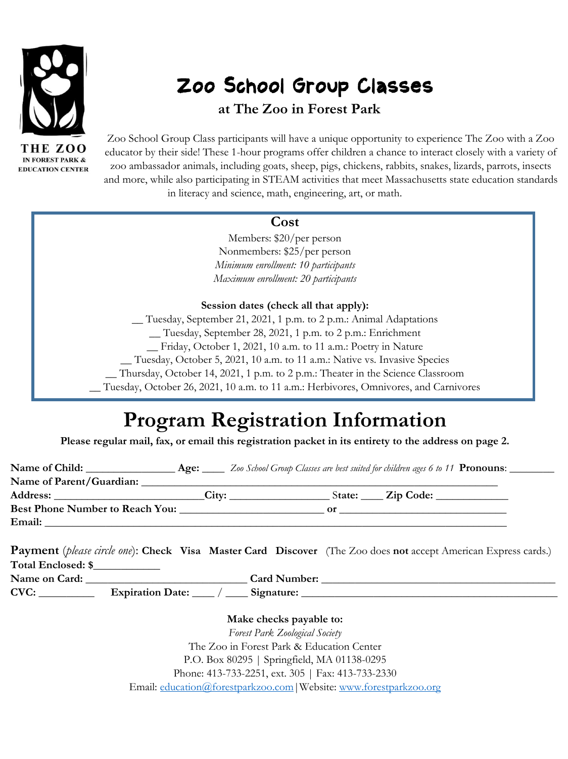THE ZOO
IN FOREST PARK & EDUCATION CENTER

# Zoo School Group Classes

### at The Zoo in Forest Park

Zoo School Group Class participants will have a unique opportunity to experience The Zoo with a Zoo educator by their side! These 1-hour programs offer children a chance to interact closely with a variety of zoo ambassador animals, including goats, sheep, pigs, chickens, rabbits, snakes, lizards, parrots, insects and more, while also participating in STEAM activities that meet Massachusetts state education standards in literacy and science, math, engineering, art, or math.

**Cost**

Members: $20/per person
Nonmembers: $25/per person
*Minimum enrollment: 10 participants*
*Maximum enrollment: 20 participants*

**Session dates (check all that apply):**

__ Tuesday, September 21, 2021, 1 p.m. to 2 p.m.: Animal Adaptations
__ Tuesday, September 28, 2021, 1 p.m. to 2 p.m.: Enrichment
__ Friday, October 1, 2021, 10 a.m. to 11 a.m.: Poetry in Nature
__ Tuesday, October 5, 2021, 10 a.m. to 11 a.m.: Native vs. Invasive Species
__ Thursday, October 14, 2021, 1 p.m. to 2 p.m.: Theater in the Science Classroom
__ Tuesday, October 26, 2021, 10 a.m. to 11 a.m.: Herbivores, Omnivores, and Carnivores

# Program Registration Information

**Please regular mail, fax, or email this registration packet in its entirety to the address on page 2.**

**Name of Child:** _______________ **Age:** ____ *Zoo School Group Classes are best suited for children ages 6 to 11* **Pronouns**: ________
**Name of Parent/Guardian:** ______________________________________________________________
**Address:** ___________________________**City:** _________________ **State:** ____ **Zip Code:** _____________
**Best Phone Number to Reach You:** _________________________ **or** _____________________________
**Email:** ____________________________________________________________________________________

**Payment** (*please circle one*): **Check Visa Master Card Discover** (The Zoo does **not** accept American Express cards.)
**Total Enclosed: $**___________
**Name on Card:** ____________________________ **Card Number:** __________________________________________
**CVC:** __________ **Expiration Date:** ____ / ____ **Signature:** ______________________________________________

**Make checks payable to:**
*Forest Park Zoological Society*
The Zoo in Forest Park & Education Center
P.O. Box 80295 | Springfield, MA 01138-0295
Phone: 413-733-2251, ext. 305 | Fax: 413-733-2330
Email: education@forestparkzoo.com | Website: www.forestparkzoo.org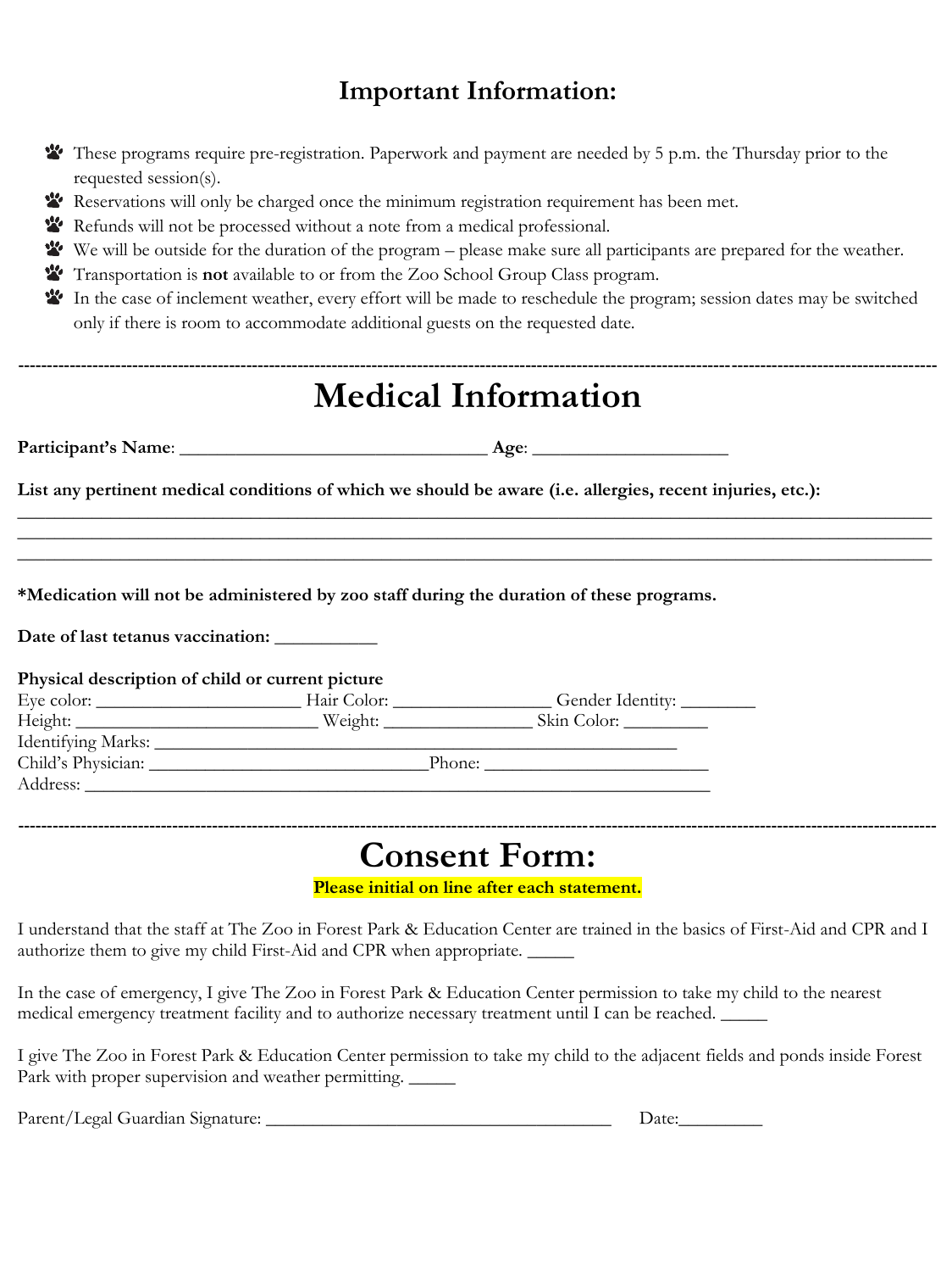## Important Information:

- These programs require pre-registration. Paperwork and payment are needed by 5 p.m. the Thursday prior to the requested session(s).
- Reservations will only be charged once the minimum registration requirement has been met.
- Refunds will not be processed without a note from a medical professional.
- We will be outside for the duration of the program – please make sure all participants are prepared for the weather.
- Transportation is **not** available to or from the Zoo School Group Class program.
- In the case of inclement weather, every effort will be made to reschedule the program; session dates may be switched only if there is room to accommodate additional guests on the requested date.

---

# Medical Information

**Participant's Name**: ________________________________ **Age**: ____________________

**List any pertinent medical conditions of which we should be aware (i.e. allergies, recent injuries, etc.):**

______________________________________________________________________________________

______________________________________________________________________________________

______________________________________________________________________________________

**\*Medication will not be administered by zoo staff during the duration of these programs.**

**Date of last tetanus vaccination:** ___________

**Physical description of child or current picture**

Eye color: ______________________ Hair Color: _________________ Gender Identity: ________

Height: _________________________ Weight: ________________ Skin Color: _________

Identifying Marks: _________________________________________________________

Child's Physician: ______________________________ Phone: _______________________

Address: ____________________________________________________________________

---

# Consent Form:

**Please initial on line after each statement.**

I understand that the staff at The Zoo in Forest Park & Education Center are trained in the basics of First-Aid and CPR and I authorize them to give my child First-Aid and CPR when appropriate. _____

In the case of emergency, I give The Zoo in Forest Park & Education Center permission to take my child to the nearest medical emergency treatment facility and to authorize necessary treatment until I can be reached. _____

I give The Zoo in Forest Park & Education Center permission to take my child to the adjacent fields and ponds inside Forest Park with proper supervision and weather permitting. _____

Parent/Legal Guardian Signature: _____________________________________ Date:_________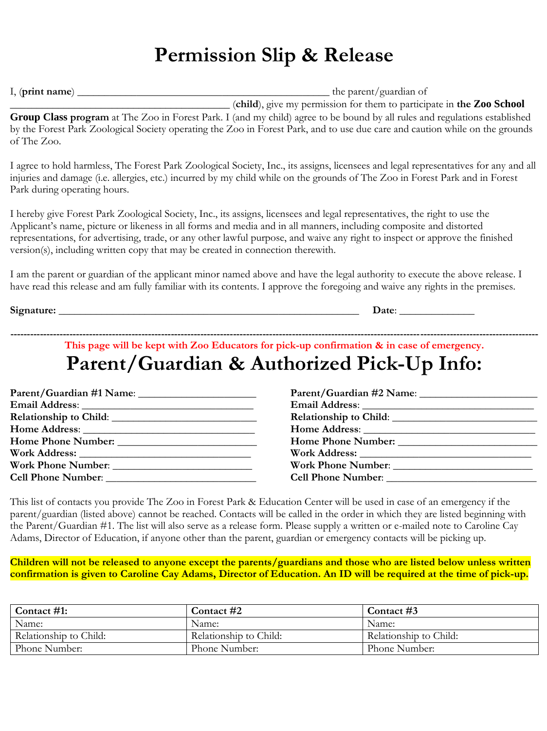# Permission Slip & Release

I, (**print name**) ________________________________________________ the parent/guardian of ________________________________________ (**child**), give my permission for them to participate in **the Zoo School Group Class program** at The Zoo in Forest Park. I (and my child) agree to be bound by all rules and regulations established by the Forest Park Zoological Society operating the Zoo in Forest Park, and to use due care and caution while on the grounds of The Zoo.

I agree to hold harmless, The Forest Park Zoological Society, Inc., its assigns, licensees and legal representatives for any and all injuries and damage (i.e. allergies, etc.) incurred by my child while on the grounds of The Zoo in Forest Park and in Forest Park during operating hours.

I hereby give Forest Park Zoological Society, Inc., its assigns, licensees and legal representatives, the right to use the Applicant's name, picture or likeness in all forms and media and in all manners, including composite and distorted representations, for advertising, trade, or any other lawful purpose, and waive any right to inspect or approve the finished version(s), including written copy that may be created in connection therewith.

I am the parent or guardian of the applicant minor named above and have the legal authority to execute the above release. I have read this release and am fully familiar with its contents. I approve the foregoing and waive any rights in the premises.

**Signature:** ___________________________________________________________ **Date**: ______________

---

**This page will be kept with Zoo Educators for pick-up confirmation & in case of emergency.**

# Parent/Guardian & Authorized Pick-Up Info:

**Parent/Guardian #1 Name**: ______________________
**Email Address**: _________________________________
**Relationship to Child**: ____________________________
**Home Address**: __________________________________
**Home Phone Number:** ___________________________
**Work Address:** __________________________________
**Work Phone Number**: ____________________________
**Cell Phone Number**: _____________________________

**Parent/Guardian #2 Name**: ______________________
**Email Address**: _________________________________
**Relationship to Child**: ____________________________
**Home Address**: __________________________________
**Home Phone Number:** ___________________________
**Work Address:** __________________________________
**Work Phone Number**: ____________________________
**Cell Phone Number**: _____________________________

This list of contacts you provide The Zoo in Forest Park & Education Center will be used in case of an emergency if the parent/guardian (listed above) cannot be reached. Contacts will be called in the order in which they are listed beginning with the Parent/Guardian #1. The list will also serve as a release form. Please supply a written or e-mailed note to Caroline Cay Adams, Director of Education, if anyone other than the parent, guardian or emergency contacts will be picking up.

**Children will not be released to anyone except the parents/guardians and those who are listed below unless written confirmation is given to Caroline Cay Adams, Director of Education. An ID will be required at the time of pick-up.**

| **Contact #1:** | **Contact #2** | **Contact #3** |
|---|---|---|
| Name: | Name: | Name: |
| Relationship to Child: | Relationship to Child: | Relationship to Child: |
| Phone Number: | Phone Number: | Phone Number: |